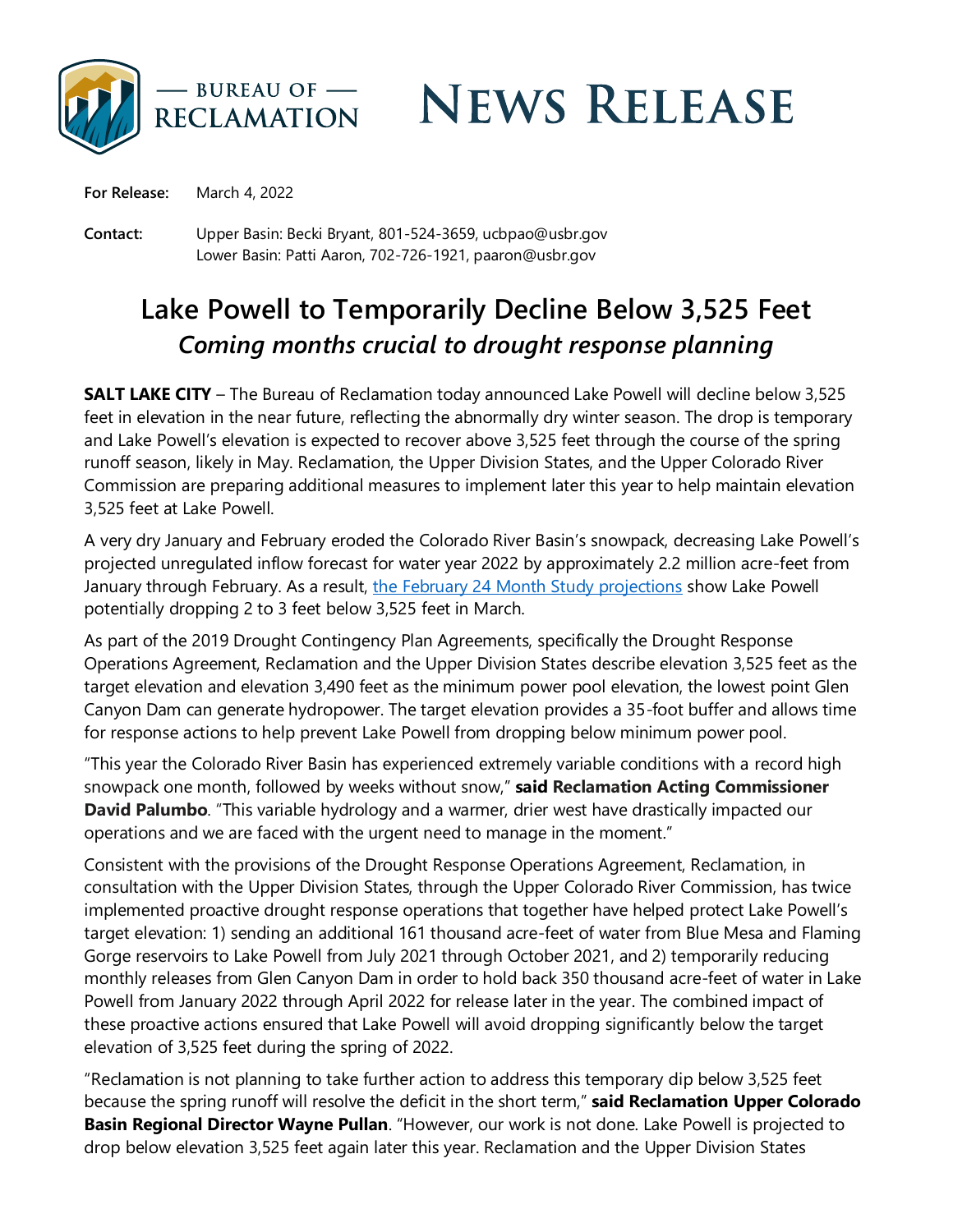# News Release

**For Release:** March 4, 2022

**Contact:** Upper Basin: Becki Bryant, 801-524-3659, ucbpao@usbr.gov
Lower Basin: Patti Aaron, 702-726-1921, paaron@usbr.gov

## Lake Powell to Temporarily Decline Below 3,525 Feet
### *Coming months crucial to drought response planning*

**SALT LAKE CITY** – The Bureau of Reclamation today announced Lake Powell will decline below 3,525 feet in elevation in the near future, reflecting the abnormally dry winter season. The drop is temporary and Lake Powell's elevation is expected to recover above 3,525 feet through the course of the spring runoff season, likely in May. Reclamation, the Upper Division States, and the Upper Colorado River Commission are preparing additional measures to implement later this year to help maintain elevation 3,525 feet at Lake Powell.

A very dry January and February eroded the Colorado River Basin's snowpack, decreasing Lake Powell's projected unregulated inflow forecast for water year 2022 by approximately 2.2 million acre-feet from January through February. As a result, the February 24 Month Study projections show Lake Powell potentially dropping 2 to 3 feet below 3,525 feet in March.

As part of the 2019 Drought Contingency Plan Agreements, specifically the Drought Response Operations Agreement, Reclamation and the Upper Division States describe elevation 3,525 feet as the target elevation and elevation 3,490 feet as the minimum power pool elevation, the lowest point Glen Canyon Dam can generate hydropower. The target elevation provides a 35-foot buffer and allows time for response actions to help prevent Lake Powell from dropping below minimum power pool.

"This year the Colorado River Basin has experienced extremely variable conditions with a record high snowpack one month, followed by weeks without snow," **said Reclamation Acting Commissioner David Palumbo**. "This variable hydrology and a warmer, drier west have drastically impacted our operations and we are faced with the urgent need to manage in the moment."

Consistent with the provisions of the Drought Response Operations Agreement, Reclamation, in consultation with the Upper Division States, through the Upper Colorado River Commission, has twice implemented proactive drought response operations that together have helped protect Lake Powell's target elevation: 1) sending an additional 161 thousand acre-feet of water from Blue Mesa and Flaming Gorge reservoirs to Lake Powell from July 2021 through October 2021, and 2) temporarily reducing monthly releases from Glen Canyon Dam in order to hold back 350 thousand acre-feet of water in Lake Powell from January 2022 through April 2022 for release later in the year. The combined impact of these proactive actions ensured that Lake Powell will avoid dropping significantly below the target elevation of 3,525 feet during the spring of 2022.

"Reclamation is not planning to take further action to address this temporary dip below 3,525 feet because the spring runoff will resolve the deficit in the short term," **said Reclamation Upper Colorado Basin Regional Director Wayne Pullan**. "However, our work is not done. Lake Powell is projected to drop below elevation 3,525 feet again later this year. Reclamation and the Upper Division States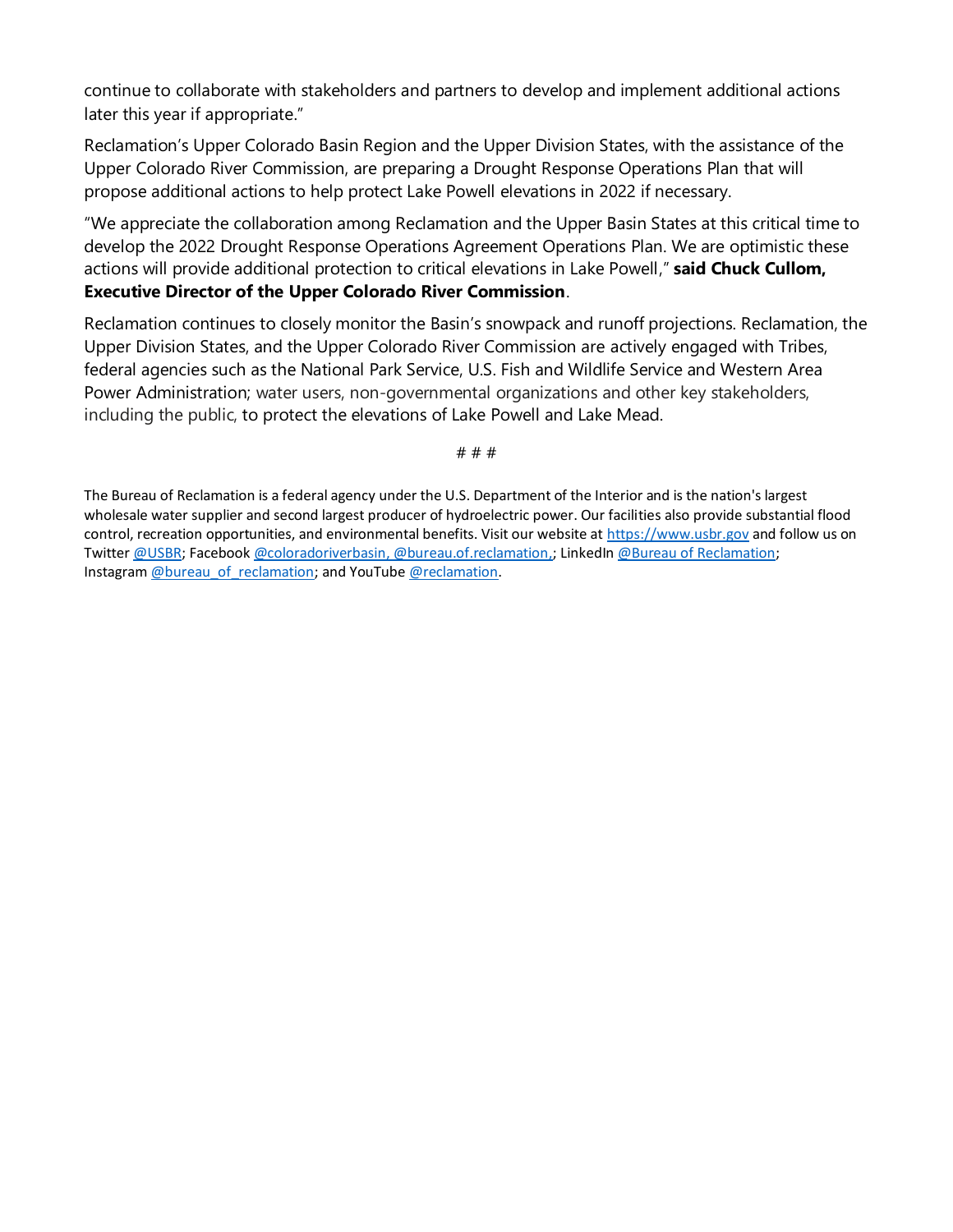continue to collaborate with stakeholders and partners to develop and implement additional actions later this year if appropriate."

Reclamation's Upper Colorado Basin Region and the Upper Division States, with the assistance of the Upper Colorado River Commission, are preparing a Drought Response Operations Plan that will propose additional actions to help protect Lake Powell elevations in 2022 if necessary.

"We appreciate the collaboration among Reclamation and the Upper Basin States at this critical time to develop the 2022 Drought Response Operations Agreement Operations Plan. We are optimistic these actions will provide additional protection to critical elevations in Lake Powell," **said Chuck Cullom, Executive Director of the Upper Colorado River Commission**.

Reclamation continues to closely monitor the Basin's snowpack and runoff projections. Reclamation, the Upper Division States, and the Upper Colorado River Commission are actively engaged with Tribes, federal agencies such as the National Park Service, U.S. Fish and Wildlife Service and Western Area Power Administration; water users, non-governmental organizations and other key stakeholders, including the public, to protect the elevations of Lake Powell and Lake Mead.

# # #

The Bureau of Reclamation is a federal agency under the U.S. Department of the Interior and is the nation's largest wholesale water supplier and second largest producer of hydroelectric power. Our facilities also provide substantial flood control, recreation opportunities, and environmental benefits. Visit our website at https://www.usbr.gov and follow us on Twitter @USBR; Facebook @coloradoriverbasin, @bureau.of.reclamation,; LinkedIn @Bureau of Reclamation; Instagram @bureau_of_reclamation; and YouTube @reclamation.